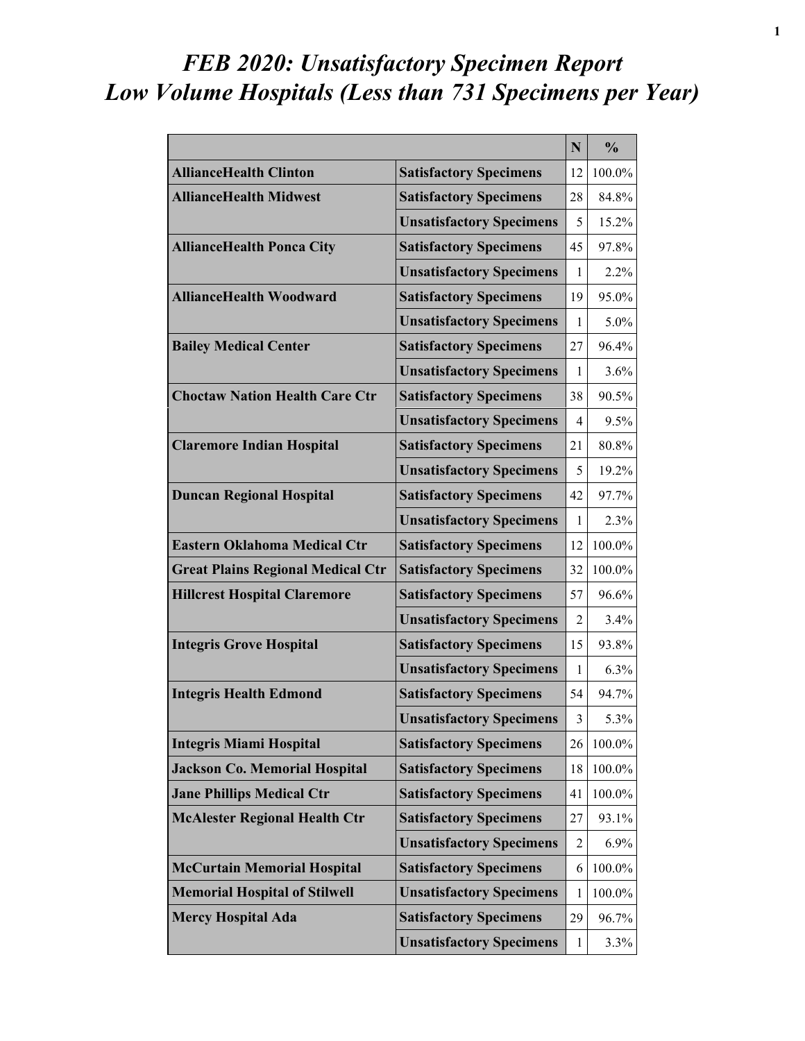# *FEB 2020: Unsatisfactory Specimen Report*
# *Low Volume Hospitals (Less than 731 Specimens per Year)*

| | | N | % |
|---|---|---|---|
| **AllianceHealth Clinton** | **Satisfactory Specimens** | 12 | 100.0% |
| **AllianceHealth Midwest** | **Satisfactory Specimens** | 28 | 84.8% |
| | **Unsatisfactory Specimens** | 5 | 15.2% |
| **AllianceHealth Ponca City** | **Satisfactory Specimens** | 45 | 97.8% |
| | **Unsatisfactory Specimens** | 1 | 2.2% |
| **AllianceHealth Woodward** | **Satisfactory Specimens** | 19 | 95.0% |
| | **Unsatisfactory Specimens** | 1 | 5.0% |
| **Bailey Medical Center** | **Satisfactory Specimens** | 27 | 96.4% |
| | **Unsatisfactory Specimens** | 1 | 3.6% |
| **Choctaw Nation Health Care Ctr** | **Satisfactory Specimens** | 38 | 90.5% |
| | **Unsatisfactory Specimens** | 4 | 9.5% |
| **Claremore Indian Hospital** | **Satisfactory Specimens** | 21 | 80.8% |
| | **Unsatisfactory Specimens** | 5 | 19.2% |
| **Duncan Regional Hospital** | **Satisfactory Specimens** | 42 | 97.7% |
| | **Unsatisfactory Specimens** | 1 | 2.3% |
| **Eastern Oklahoma Medical Ctr** | **Satisfactory Specimens** | 12 | 100.0% |
| **Great Plains Regional Medical Ctr** | **Satisfactory Specimens** | 32 | 100.0% |
| **Hillcrest Hospital Claremore** | **Satisfactory Specimens** | 57 | 96.6% |
| | **Unsatisfactory Specimens** | 2 | 3.4% |
| **Integris Grove Hospital** | **Satisfactory Specimens** | 15 | 93.8% |
| | **Unsatisfactory Specimens** | 1 | 6.3% |
| **Integris Health Edmond** | **Satisfactory Specimens** | 54 | 94.7% |
| | **Unsatisfactory Specimens** | 3 | 5.3% |
| **Integris Miami Hospital** | **Satisfactory Specimens** | 26 | 100.0% |
| **Jackson Co. Memorial Hospital** | **Satisfactory Specimens** | 18 | 100.0% |
| **Jane Phillips Medical Ctr** | **Satisfactory Specimens** | 41 | 100.0% |
| **McAlester Regional Health Ctr** | **Satisfactory Specimens** | 27 | 93.1% |
| | **Unsatisfactory Specimens** | 2 | 6.9% |
| **McCurtain Memorial Hospital** | **Satisfactory Specimens** | 6 | 100.0% |
| **Memorial Hospital of Stilwell** | **Unsatisfactory Specimens** | 1 | 100.0% |
| **Mercy Hospital Ada** | **Satisfactory Specimens** | 29 | 96.7% |
| | **Unsatisfactory Specimens** | 1 | 3.3% |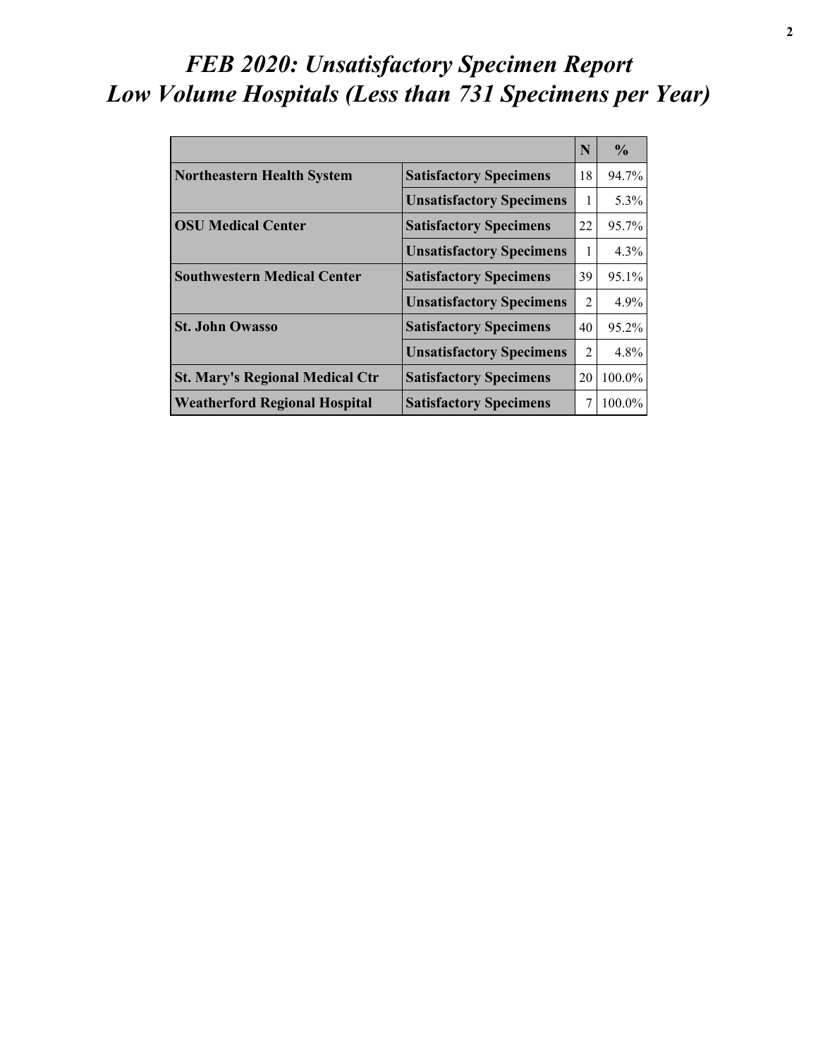# *FEB 2020: Unsatisfactory Specimen Report*
# *Low Volume Hospitals (Less than 731 Specimens per Year)*

| | | N | % |
|---|---|---|---|
| **Northeastern Health System** | **Satisfactory Specimens** | 18 | 94.7% |
| | **Unsatisfactory Specimens** | 1 | 5.3% |
| **OSU Medical Center** | **Satisfactory Specimens** | 22 | 95.7% |
| | **Unsatisfactory Specimens** | 1 | 4.3% |
| **Southwestern Medical Center** | **Satisfactory Specimens** | 39 | 95.1% |
| | **Unsatisfactory Specimens** | 2 | 4.9% |
| **St. John Owasso** | **Satisfactory Specimens** | 40 | 95.2% |
| | **Unsatisfactory Specimens** | 2 | 4.8% |
| **St. Mary's Regional Medical Ctr** | **Satisfactory Specimens** | 20 | 100.0% |
| **Weatherford Regional Hospital** | **Satisfactory Specimens** | 7 | 100.0% |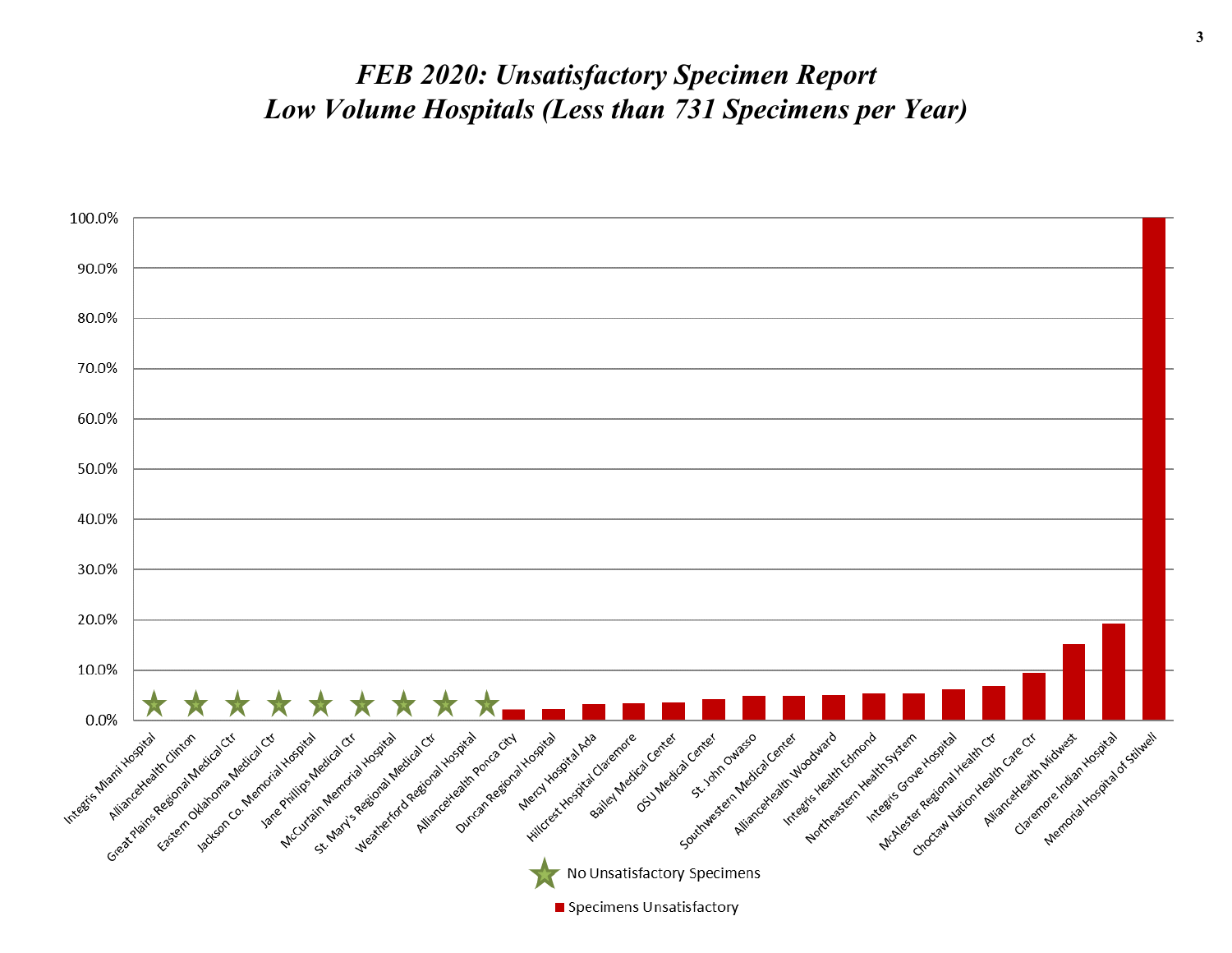# *FEB 2020: Unsatisfactory Specimen Report*
# *Low Volume Hospitals (Less than 731 Specimens per Year)*

| Hospital | Unsatisfactory Specimens |
|---|---|
| Integris Miami Hospital | ★ |
| AllianceHealth Clinton | ★ |
| Great Plains Regional Medical Ctr | ★ |
| Eastern Oklahoma Medical Ctr | ★ |
| Jackson Co. Memorial Hospital | ★ |
| Jane Phillips Medical Ctr | ★ |
| McCurtain Memorial Hospital | ★ |
| St. Mary's Regional Medical Ctr | ★ |
| Weatherford Regional Hospital | ★ |
| AllianceHealth Ponca City | ~2% |
| Duncan Regional Hospital | ~2% |
| Mercy Hospital Ada | ~3% |
| Hillcrest Hospital Claremore | ~3% |
| Bailey Medical Center | ~3.5% |
| OSU Medical Center | ~4% |
| St. John Owasso | ~5% |
| Southwestern Medical Center | ~5% |
| AllianceHealth Woodward | ~5% |
| Integris Health Edmond | ~5% |
| Northeastern Health System | ~5% |
| Integris Grove Hospital | ~6% |
| McAlester Regional Health Ctr | ~7% |
| Choctaw Nation Health Care Ctr | ~9% |
| AllianceHealth Midwest | ~15% |
| Claremore Indian Hospital | ~19% |
| Memorial Hospital of Stilwell | 100% |

★ No Unsatisfactory Specimens

■ Specimens Unsatisfactory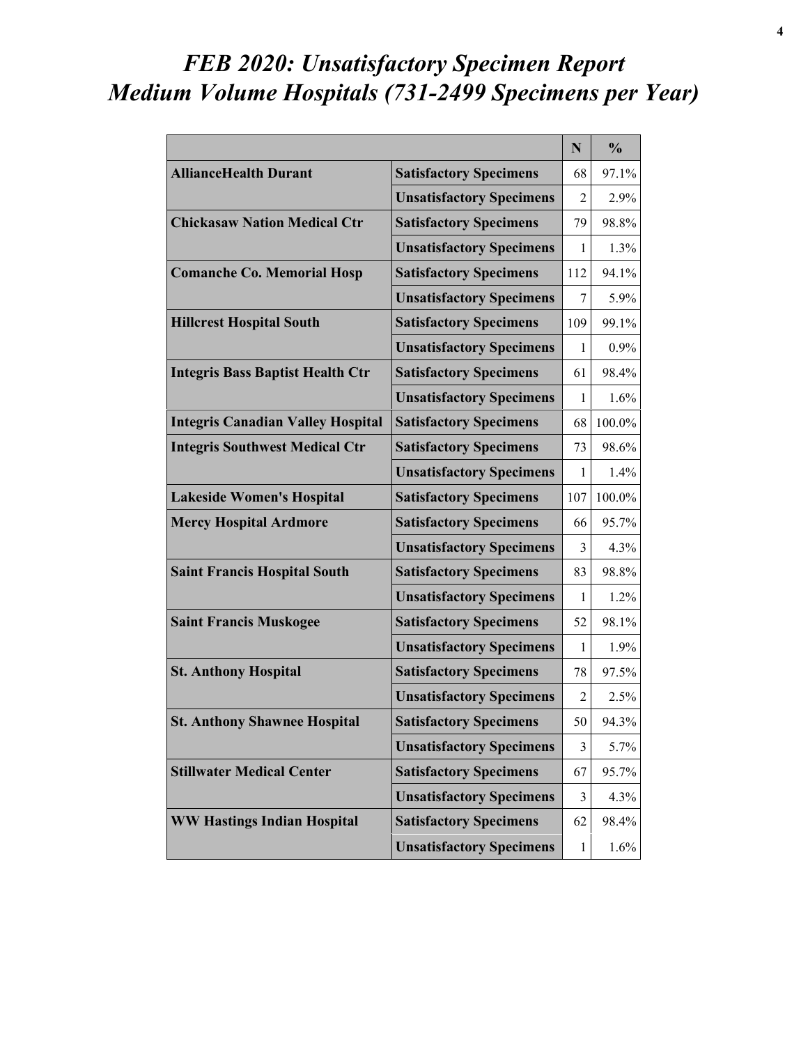# *FEB 2020: Unsatisfactory Specimen Report*
# *Medium Volume Hospitals (731-2499 Specimens per Year)*

| | | N | % |
|---|---|---|---|
| **AllianceHealth Durant** | **Satisfactory Specimens** | 68 | 97.1% |
| | **Unsatisfactory Specimens** | 2 | 2.9% |
| **Chickasaw Nation Medical Ctr** | **Satisfactory Specimens** | 79 | 98.8% |
| | **Unsatisfactory Specimens** | 1 | 1.3% |
| **Comanche Co. Memorial Hosp** | **Satisfactory Specimens** | 112 | 94.1% |
| | **Unsatisfactory Specimens** | 7 | 5.9% |
| **Hillcrest Hospital South** | **Satisfactory Specimens** | 109 | 99.1% |
| | **Unsatisfactory Specimens** | 1 | 0.9% |
| **Integris Bass Baptist Health Ctr** | **Satisfactory Specimens** | 61 | 98.4% |
| | **Unsatisfactory Specimens** | 1 | 1.6% |
| **Integris Canadian Valley Hospital** | **Satisfactory Specimens** | 68 | 100.0% |
| **Integris Southwest Medical Ctr** | **Satisfactory Specimens** | 73 | 98.6% |
| | **Unsatisfactory Specimens** | 1 | 1.4% |
| **Lakeside Women's Hospital** | **Satisfactory Specimens** | 107 | 100.0% |
| **Mercy Hospital Ardmore** | **Satisfactory Specimens** | 66 | 95.7% |
| | **Unsatisfactory Specimens** | 3 | 4.3% |
| **Saint Francis Hospital South** | **Satisfactory Specimens** | 83 | 98.8% |
| | **Unsatisfactory Specimens** | 1 | 1.2% |
| **Saint Francis Muskogee** | **Satisfactory Specimens** | 52 | 98.1% |
| | **Unsatisfactory Specimens** | 1 | 1.9% |
| **St. Anthony Hospital** | **Satisfactory Specimens** | 78 | 97.5% |
| | **Unsatisfactory Specimens** | 2 | 2.5% |
| **St. Anthony Shawnee Hospital** | **Satisfactory Specimens** | 50 | 94.3% |
| | **Unsatisfactory Specimens** | 3 | 5.7% |
| **Stillwater Medical Center** | **Satisfactory Specimens** | 67 | 95.7% |
| | **Unsatisfactory Specimens** | 3 | 4.3% |
| **WW Hastings Indian Hospital** | **Satisfactory Specimens** | 62 | 98.4% |
| | **Unsatisfactory Specimens** | 1 | 1.6% |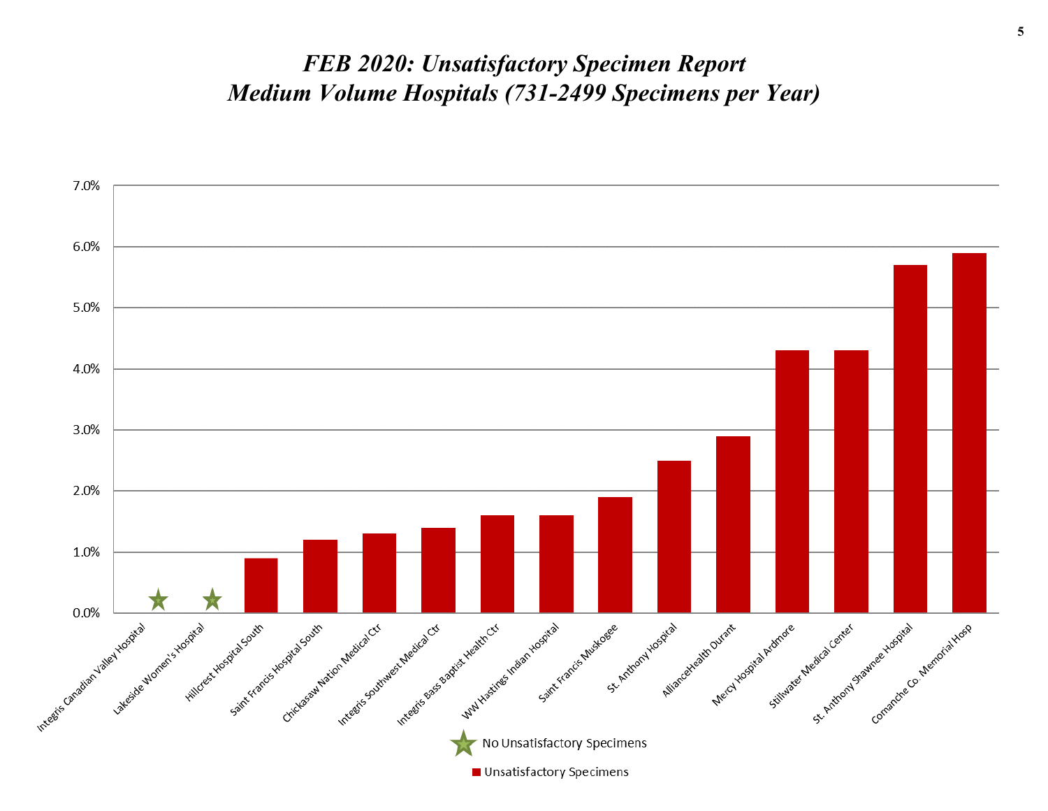# *FEB 2020: Unsatisfactory Specimen Report*
# *Medium Volume Hospitals (731-2499 Specimens per Year)*

| Hospital | Unsatisfactory Specimens |
| --- | --- |
| Integris Canadian Valley Hospital | No Unsatisfactory Specimens |
| Lakeside Women's Hospital | No Unsatisfactory Specimens |
| Hillcrest Hospital South | 0.9% |
| Saint Francis Hospital South | 1.2% |
| Chickasaw Nation Medical Ctr | 1.3% |
| Integris Southwest Medical Ctr | 1.4% |
| Integris Bass Baptist Health Ctr | 1.6% |
| WW Hastings Indian Hospital | 1.6% |
| Saint Francis Muskogee | 1.9% |
| St. Anthony Hospital | 2.5% |
| AllianceHealth Durant | 2.9% |
| Mercy Hospital Ardmore | 4.3% |
| Stillwater Medical Center | 4.3% |
| St. Anthony Shawnee Hospital | 5.7% |
| Comanche Co. Memorial Hosp | 5.9% |

★ No Unsatisfactory Specimens

■ Unsatisfactory Specimens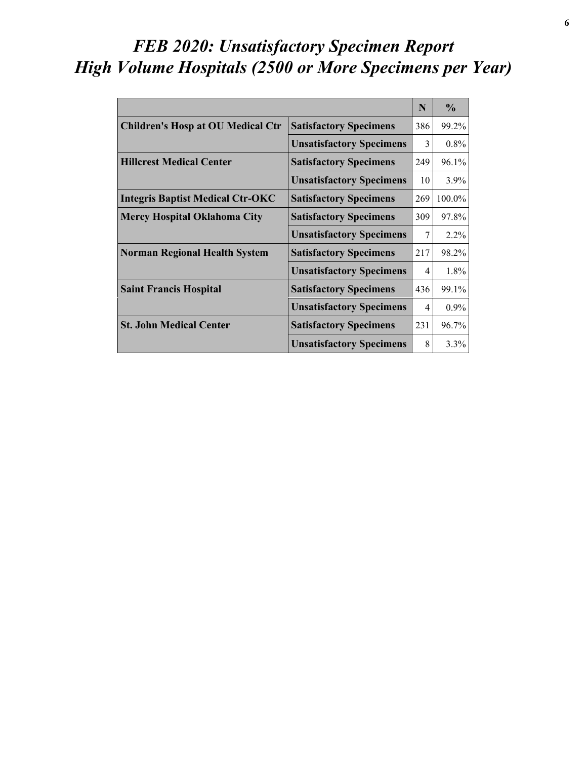# *FEB 2020: Unsatisfactory Specimen Report*
# *High Volume Hospitals (2500 or More Specimens per Year)*

| | | N | % |
|---|---|---|---|
| **Children's Hosp at OU Medical Ctr** | **Satisfactory Specimens** | 386 | 99.2% |
| | **Unsatisfactory Specimens** | 3 | 0.8% |
| **Hillcrest Medical Center** | **Satisfactory Specimens** | 249 | 96.1% |
| | **Unsatisfactory Specimens** | 10 | 3.9% |
| **Integris Baptist Medical Ctr-OKC** | **Satisfactory Specimens** | 269 | 100.0% |
| **Mercy Hospital Oklahoma City** | **Satisfactory Specimens** | 309 | 97.8% |
| | **Unsatisfactory Specimens** | 7 | 2.2% |
| **Norman Regional Health System** | **Satisfactory Specimens** | 217 | 98.2% |
| | **Unsatisfactory Specimens** | 4 | 1.8% |
| **Saint Francis Hospital** | **Satisfactory Specimens** | 436 | 99.1% |
| | **Unsatisfactory Specimens** | 4 | 0.9% |
| **St. John Medical Center** | **Satisfactory Specimens** | 231 | 96.7% |
| | **Unsatisfactory Specimens** | 8 | 3.3% |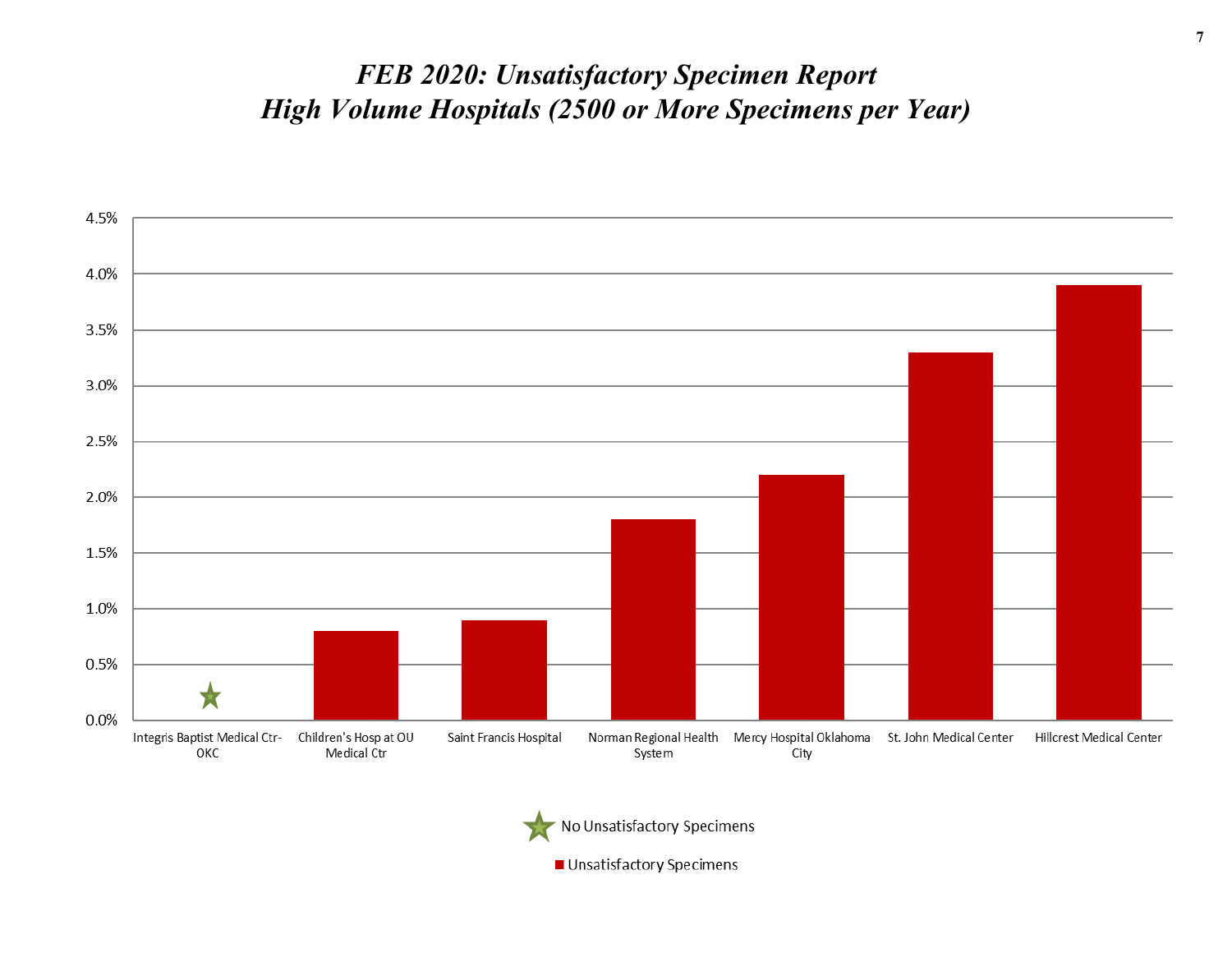# *FEB 2020: Unsatisfactory Specimen Report*
# *High Volume Hospitals (2500 or More Specimens per Year)*

4.5%
4.0%
3.5%
3.0%
2.5%
2.0%
1.5%
1.0%
0.5%
0.0%

Integris Baptist Medical Ctr-OKC
Children's Hosp at OU Medical Ctr
Saint Francis Hospital
Norman Regional Health System
Mercy Hospital Oklahoma City
St. John Medical Center
Hillcrest Medical Center

No Unsatisfactory Specimens
Unsatisfactory Specimens